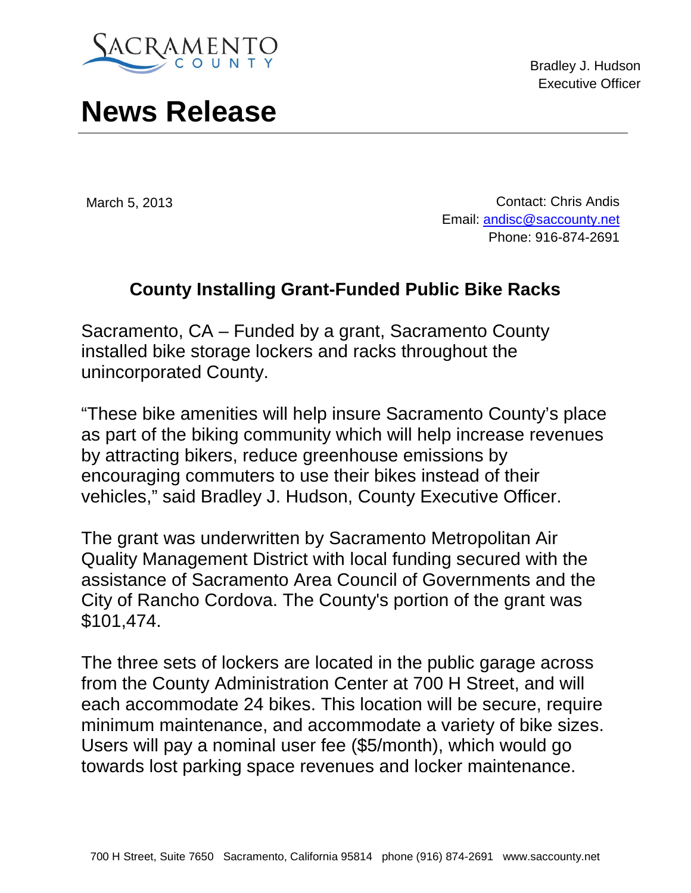SACRAMENTO COUNTY

Bradley J. Hudson
Executive Officer

# News Release

March 5, 2013

Contact: Chris Andis
Email: andisc@saccounty.net
Phone: 916-874-2691

## County Installing Grant-Funded Public Bike Racks

Sacramento, CA – Funded by a grant, Sacramento County installed bike storage lockers and racks throughout the unincorporated County.

"These bike amenities will help insure Sacramento County's place as part of the biking community which will help increase revenues by attracting bikers, reduce greenhouse emissions by encouraging commuters to use their bikes instead of their vehicles," said Bradley J. Hudson, County Executive Officer.

The grant was underwritten by Sacramento Metropolitan Air Quality Management District with local funding secured with the assistance of Sacramento Area Council of Governments and the City of Rancho Cordova. The County's portion of the grant was $101,474.

The three sets of lockers are located in the public garage across from the County Administration Center at 700 H Street, and will each accommodate 24 bikes. This location will be secure, require minimum maintenance, and accommodate a variety of bike sizes. Users will pay a nominal user fee ($5/month), which would go towards lost parking space revenues and locker maintenance.

700 H Street, Suite 7650 Sacramento, California 95814 phone (916) 874-2691 www.saccounty.net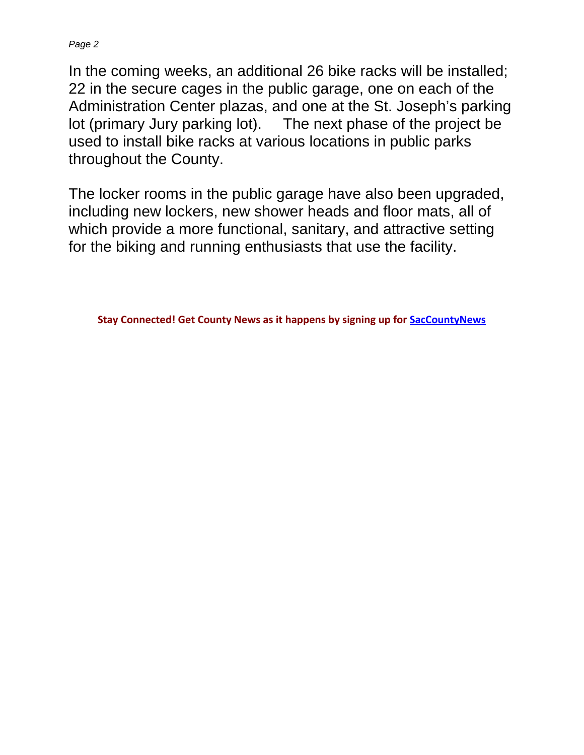In the coming weeks, an additional 26 bike racks will be installed; 22 in the secure cages in the public garage, one on each of the Administration Center plazas, and one at the St. Joseph's parking lot (primary Jury parking lot). The next phase of the project be used to install bike racks at various locations in public parks throughout the County.

The locker rooms in the public garage have also been upgraded, including new lockers, new shower heads and floor mats, all of which provide a more functional, sanitary, and attractive setting for the biking and running enthusiasts that use the facility.

**Stay Connected! Get County News as it happens by signing up for SacCountyNews**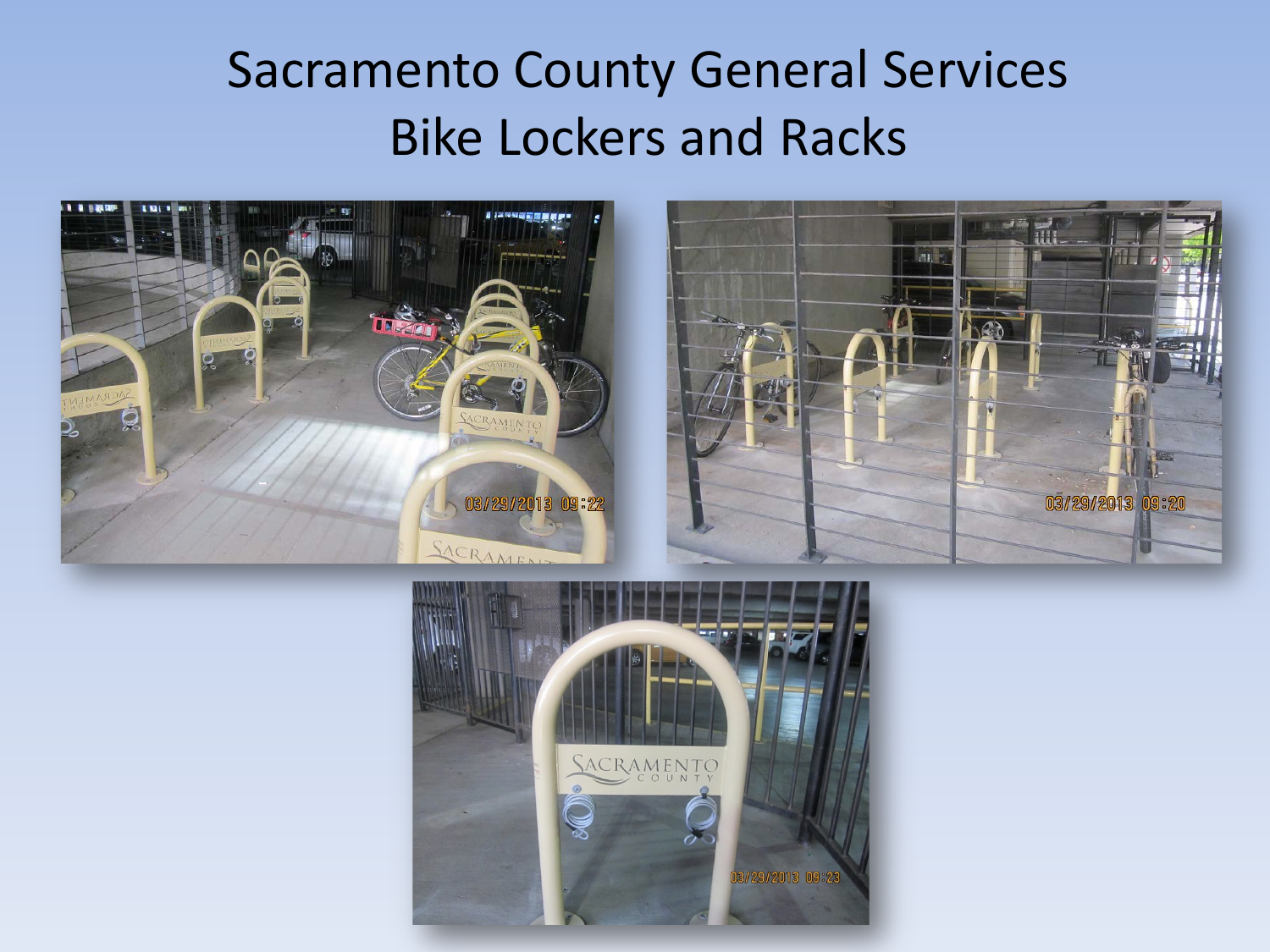# Sacramento County General Services Bike Lockers and Racks